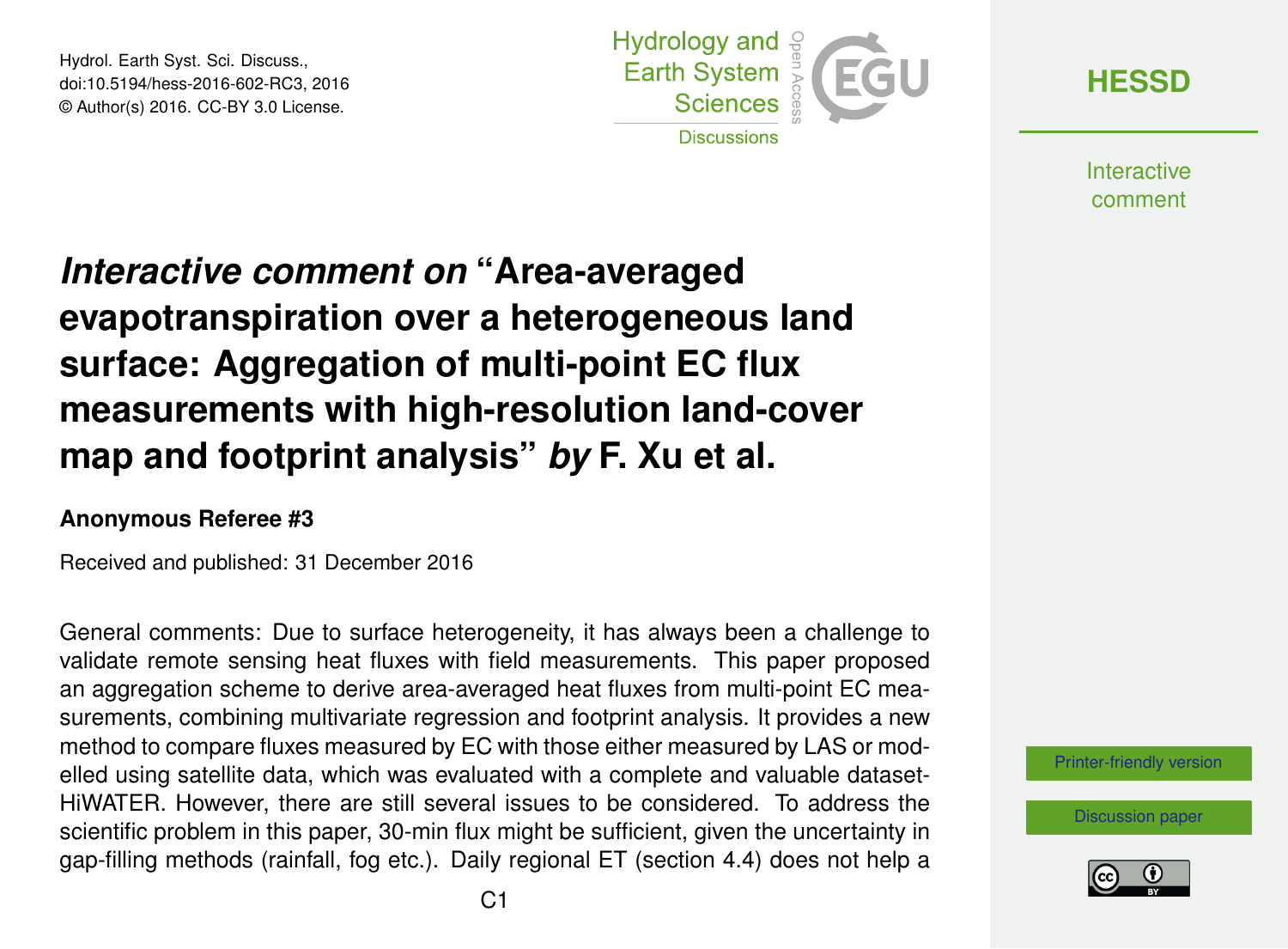# *Interactive comment on* "Area-averaged evapotranspiration over a heterogeneous land surface: Aggregation of multi-point EC flux measurements with high-resolution land-cover map and footprint analysis" *by* F. Xu et al.

**Anonymous Referee #3**

Received and published: 31 December 2016

General comments: Due to surface heterogeneity, it has always been a challenge to validate remote sensing heat fluxes with field measurements. This paper proposed an aggregation scheme to derive area-averaged heat fluxes from multi-point EC measurements, combining multivariate regression and footprint analysis. It provides a new method to compare fluxes measured by EC with those either measured by LAS or modelled using satellite data, which was evaluated with a complete and valuable dataset-HiWATER. However, there are still several issues to be considered. To address the scientific problem in this paper, 30-min flux might be sufficient, given the uncertainty in gap-filling methods (rainfall, fog etc.). Daily regional ET (section 4.4) does not help a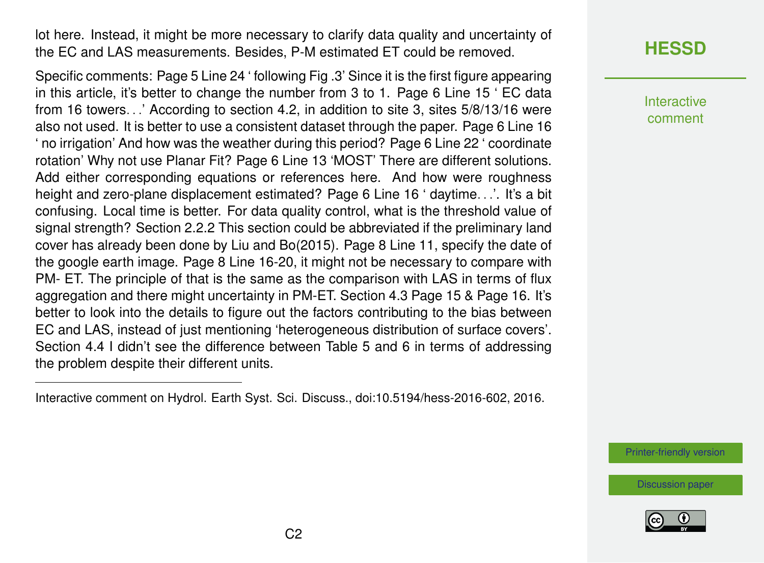lot here. Instead, it might be more necessary to clarify data quality and uncertainty of the EC and LAS measurements. Besides, P-M estimated ET could be removed.

Specific comments: Page 5 Line 24 ' following Fig .3' Since it is the first figure appearing in this article, it's better to change the number from 3 to 1. Page 6 Line 15 ' EC data from 16 towers. . .' According to section 4.2, in addition to site 3, sites 5/8/13/16 were also not used. It is better to use a consistent dataset through the paper. Page 6 Line 16 ' no irrigation' And how was the weather during this period? Page 6 Line 22 ' coordinate rotation' Why not use Planar Fit? Page 6 Line 13 'MOST' There are different solutions. Add either corresponding equations or references here. And how were roughness height and zero-plane displacement estimated? Page 6 Line 16 ' daytime. . .'. It's a bit confusing. Local time is better. For data quality control, what is the threshold value of signal strength? Section 2.2.2 This section could be abbreviated if the preliminary land cover has already been done by Liu and Bo(2015). Page 8 Line 11, specify the date of the google earth image. Page 8 Line 16-20, it might not be necessary to compare with PM- ET. The principle of that is the same as the comparison with LAS in terms of flux aggregation and there might uncertainty in PM-ET. Section 4.3 Page 15 & Page 16. It's better to look into the details to figure out the factors contributing to the bias between EC and LAS, instead of just mentioning 'heterogeneous distribution of surface covers'. Section 4.4 I didn't see the difference between Table 5 and 6 in terms of addressing the problem despite their different units.

---

Interactive comment on Hydrol. Earth Syst. Sci. Discuss., doi:10.5194/hess-2016-602, 2016.